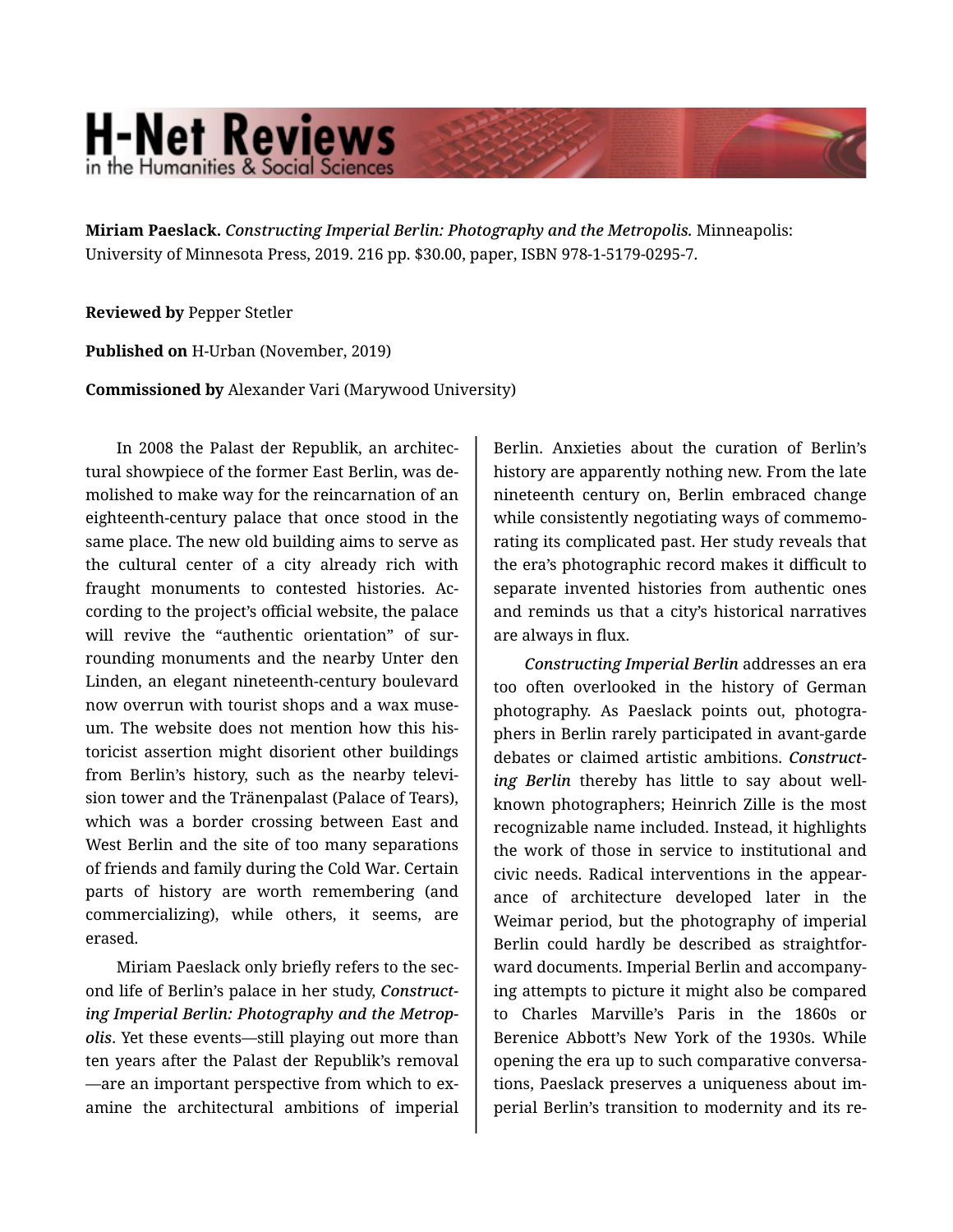**Miriam Paeslack.** *Constructing Imperial Berlin: Photography and the Metropolis.* Minneapolis: University of Minnesota Press, 2019. 216 pp. $30.00, paper, ISBN 978-1-5179-0295-7.

**Reviewed by** Pepper Stetler

**Published on** H-Urban (November, 2019)

**Commissioned by** Alexander Vari (Marywood University)

In 2008 the Palast der Republik, an architectural showpiece of the former East Berlin, was demolished to make way for the reincarnation of an eighteenth-century palace that once stood in the same place. The new old building aims to serve as the cultural center of a city already rich with fraught monuments to contested histories. According to the project's official website, the palace will revive the "authentic orientation" of surrounding monuments and the nearby Unter den Linden, an elegant nineteenth-century boulevard now overrun with tourist shops and a wax museum. The website does not mention how this historicist assertion might disorient other buildings from Berlin's history, such as the nearby television tower and the Tränenpalast (Palace of Tears), which was a border crossing between East and West Berlin and the site of too many separations of friends and family during the Cold War. Certain parts of history are worth remembering (and commercializing), while others, it seems, are erased.

Miriam Paeslack only briefly refers to the second life of Berlin's palace in her study, *Constructing Imperial Berlin: Photography and the Metropolis*. Yet these events—still playing out more than ten years after the Palast der Republik's removal—are an important perspective from which to examine the architectural ambitions of imperial Berlin. Anxieties about the curation of Berlin's history are apparently nothing new. From the late nineteenth century on, Berlin embraced change while consistently negotiating ways of commemorating its complicated past. Her study reveals that the era's photographic record makes it difficult to separate invented histories from authentic ones and reminds us that a city's historical narratives are always in flux.

*Constructing Imperial Berlin* addresses an era too often overlooked in the history of German photography. As Paeslack points out, photographers in Berlin rarely participated in avant-garde debates or claimed artistic ambitions. *Constructing Berlin* thereby has little to say about well-known photographers; Heinrich Zille is the most recognizable name included. Instead, it highlights the work of those in service to institutional and civic needs. Radical interventions in the appearance of architecture developed later in the Weimar period, but the photography of imperial Berlin could hardly be described as straightforward documents. Imperial Berlin and accompanying attempts to picture it might also be compared to Charles Marville's Paris in the 1860s or Berenice Abbott's New York of the 1930s. While opening the era up to such comparative conversations, Paeslack preserves a uniqueness about imperial Berlin's transition to modernity and its re-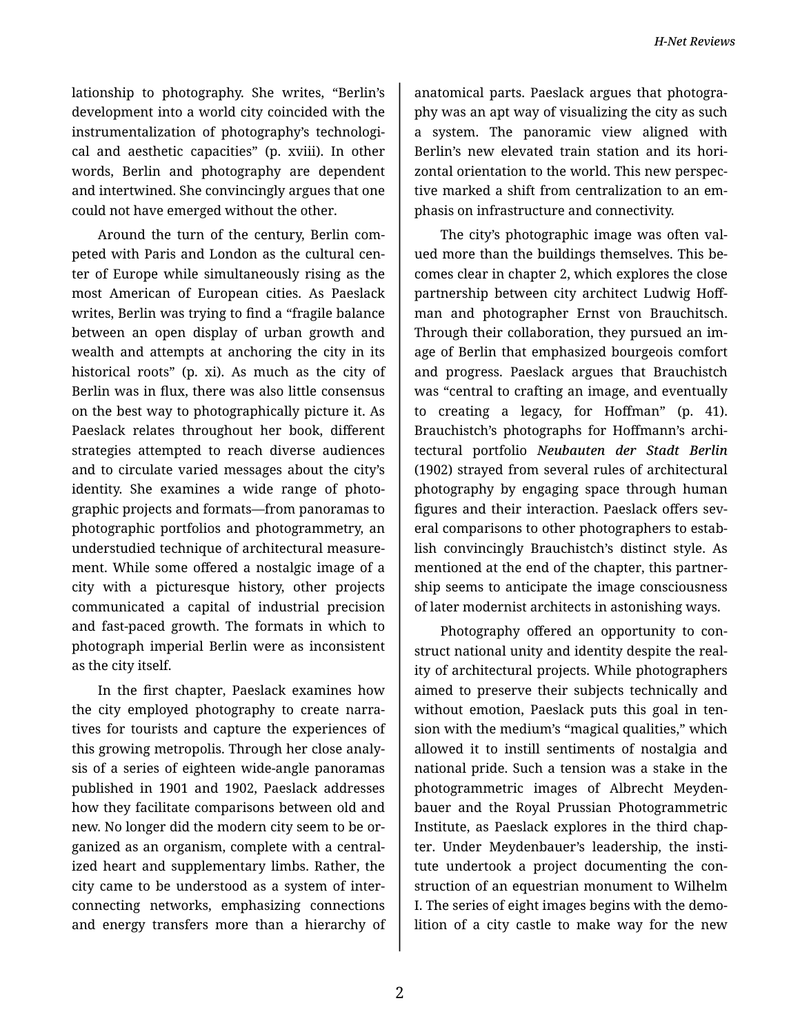lationship to photography. She writes, "Berlin's development into a world city coincided with the instrumentalization of photography's technological and aesthetic capacities" (p. xviii). In other words, Berlin and photography are dependent and intertwined. She convincingly argues that one could not have emerged without the other.

Around the turn of the century, Berlin competed with Paris and London as the cultural center of Europe while simultaneously rising as the most American of European cities. As Paeslack writes, Berlin was trying to find a "fragile balance between an open display of urban growth and wealth and attempts at anchoring the city in its historical roots" (p. xi). As much as the city of Berlin was in flux, there was also little consensus on the best way to photographically picture it. As Paeslack relates throughout her book, different strategies attempted to reach diverse audiences and to circulate varied messages about the city's identity. She examines a wide range of photographic projects and formats—from panoramas to photographic portfolios and photogrammetry, an understudied technique of architectural measurement. While some offered a nostalgic image of a city with a picturesque history, other projects communicated a capital of industrial precision and fast-paced growth. The formats in which to photograph imperial Berlin were as inconsistent as the city itself.

In the first chapter, Paeslack examines how the city employed photography to create narratives for tourists and capture the experiences of this growing metropolis. Through her close analysis of a series of eighteen wide-angle panoramas published in 1901 and 1902, Paeslack addresses how they facilitate comparisons between old and new. No longer did the modern city seem to be organized as an organism, complete with a centralized heart and supplementary limbs. Rather, the city came to be understood as a system of interconnecting networks, emphasizing connections and energy transfers more than a hierarchy of anatomical parts. Paeslack argues that photography was an apt way of visualizing the city as such a system. The panoramic view aligned with Berlin's new elevated train station and its horizontal orientation to the world. This new perspective marked a shift from centralization to an emphasis on infrastructure and connectivity.

The city's photographic image was often valued more than the buildings themselves. This becomes clear in chapter 2, which explores the close partnership between city architect Ludwig Hoffman and photographer Ernst von Brauchitsch. Through their collaboration, they pursued an image of Berlin that emphasized bourgeois comfort and progress. Paeslack argues that Brauchistch was "central to crafting an image, and eventually to creating a legacy, for Hoffman" (p. 41). Brauchistch's photographs for Hoffmann's architectural portfolio ***Neubauten der Stadt Berlin*** (1902) strayed from several rules of architectural photography by engaging space through human figures and their interaction. Paeslack offers several comparisons to other photographers to establish convincingly Brauchistch's distinct style. As mentioned at the end of the chapter, this partnership seems to anticipate the image consciousness of later modernist architects in astonishing ways.

Photography offered an opportunity to construct national unity and identity despite the reality of architectural projects. While photographers aimed to preserve their subjects technically and without emotion, Paeslack puts this goal in tension with the medium's "magical qualities," which allowed it to instill sentiments of nostalgia and national pride. Such a tension was a stake in the photogrammetric images of Albrecht Meydenbauer and the Royal Prussian Photogrammetric Institute, as Paeslack explores in the third chapter. Under Meydenbauer's leadership, the institute undertook a project documenting the construction of an equestrian monument to Wilhelm I. The series of eight images begins with the demolition of a city castle to make way for the new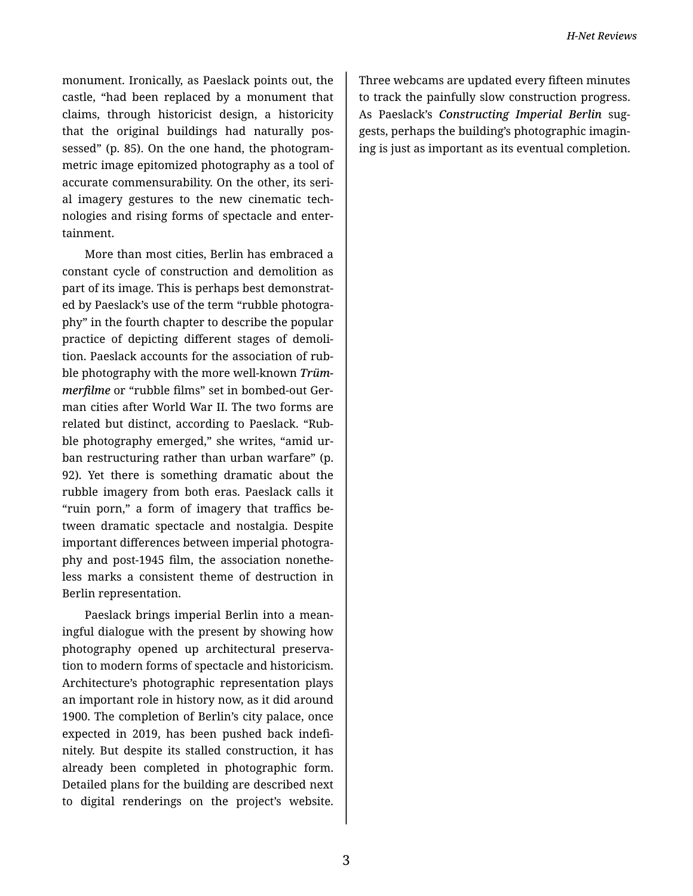monument. Ironically, as Paeslack points out, the castle, "had been replaced by a monument that claims, through historicist design, a historicity that the original buildings had naturally possessed" (p. 85). On the one hand, the photogrammetric image epitomized photography as a tool of accurate commensurability. On the other, its serial imagery gestures to the new cinematic technologies and rising forms of spectacle and entertainment.

More than most cities, Berlin has embraced a constant cycle of construction and demolition as part of its image. This is perhaps best demonstrated by Paeslack's use of the term "rubble photography" in the fourth chapter to describe the popular practice of depicting different stages of demolition. Paeslack accounts for the association of rubble photography with the more well-known ***Trümmerfilme*** or "rubble films" set in bombed-out German cities after World War II. The two forms are related but distinct, according to Paeslack. "Rubble photography emerged," she writes, "amid urban restructuring rather than urban warfare" (p. 92). Yet there is something dramatic about the rubble imagery from both eras. Paeslack calls it "ruin porn," a form of imagery that traffics between dramatic spectacle and nostalgia. Despite important differences between imperial photography and post-1945 film, the association nonetheless marks a consistent theme of destruction in Berlin representation.

Paeslack brings imperial Berlin into a meaningful dialogue with the present by showing how photography opened up architectural preservation to modern forms of spectacle and historicism. Architecture's photographic representation plays an important role in history now, as it did around 1900. The completion of Berlin's city palace, once expected in 2019, has been pushed back indefinitely. But despite its stalled construction, it has already been completed in photographic form. Detailed plans for the building are described next to digital renderings on the project's website. Three webcams are updated every fifteen minutes to track the painfully slow construction progress. As Paeslack's ***Constructing Imperial Berlin*** suggests, perhaps the building's photographic imaging is just as important as its eventual completion.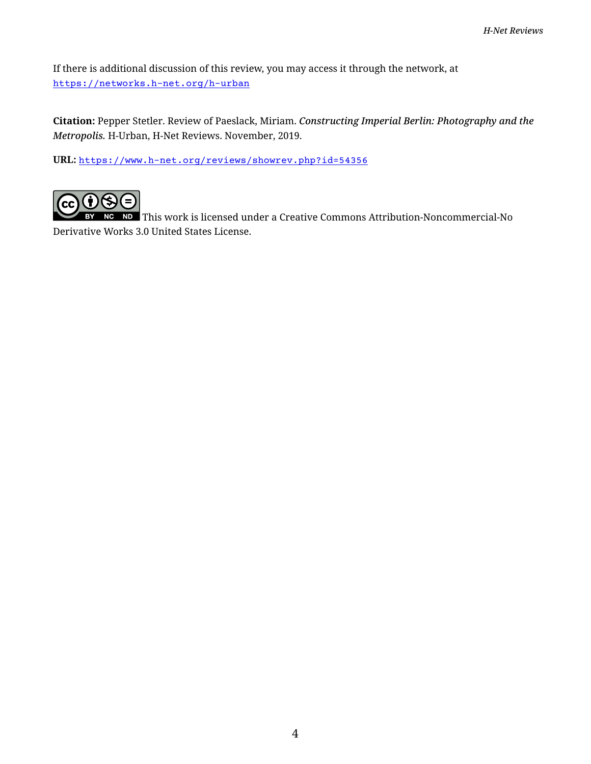If there is additional discussion of this review, you may access it through the network, at https://networks.h-net.org/h-urban

**Citation:** Pepper Stetler. Review of Paeslack, Miriam. ***Constructing Imperial Berlin: Photography and the Metropolis.*** H-Urban, H-Net Reviews. November, 2019.

**URL:** https://www.h-net.org/reviews/showrev.php?id=54356

This work is licensed under a Creative Commons Attribution-Noncommercial-No Derivative Works 3.0 United States License.